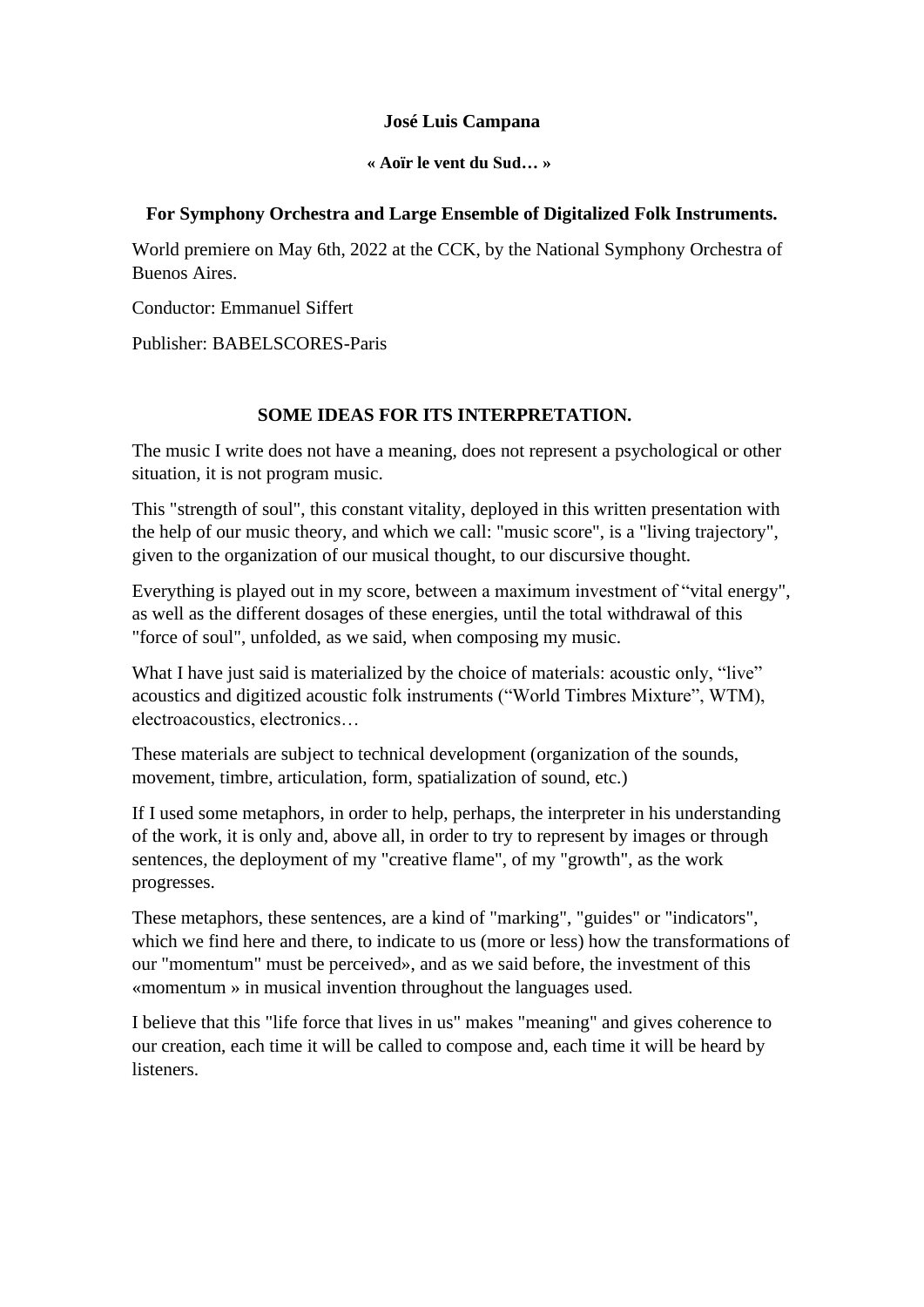**José Luis Campana**

**« Aoïr le vent du Sud… »**

**For Symphony Orchestra and Large Ensemble of Digitalized Folk Instruments.**

World premiere on May 6th, 2022 at the CCK, by the National Symphony Orchestra of Buenos Aires.

Conductor: Emmanuel Siffert

Publisher: BABELSCORES-Paris

## SOME IDEAS FOR ITS INTERPRETATION.

The music I write does not have a meaning, does not represent a psychological or other situation, it is not program music.

This "strength of soul", this constant vitality, deployed in this written presentation with the help of our music theory, and which we call: "music score", is a "living trajectory", given to the organization of our musical thought, to our discursive thought.

Everything is played out in my score, between a maximum investment of "vital energy", as well as the different dosages of these energies, until the total withdrawal of this "force of soul", unfolded, as we said, when composing my music.

What I have just said is materialized by the choice of materials: acoustic only, "live" acoustics and digitized acoustic folk instruments ("World Timbres Mixture", WTM), electroacoustics, electronics…

These materials are subject to technical development (organization of the sounds, movement, timbre, articulation, form, spatialization of sound, etc.)

If I used some metaphors, in order to help, perhaps, the interpreter in his understanding of the work, it is only and, above all, in order to try to represent by images or through sentences, the deployment of my "creative flame", of my "growth", as the work progresses.

These metaphors, these sentences, are a kind of "marking", "guides" or "indicators", which we find here and there, to indicate to us (more or less) how the transformations of our "momentum" must be perceived», and as we said before, the investment of this «momentum » in musical invention throughout the languages used.

I believe that this "life force that lives in us" makes "meaning" and gives coherence to our creation, each time it will be called to compose and, each time it will be heard by listeners.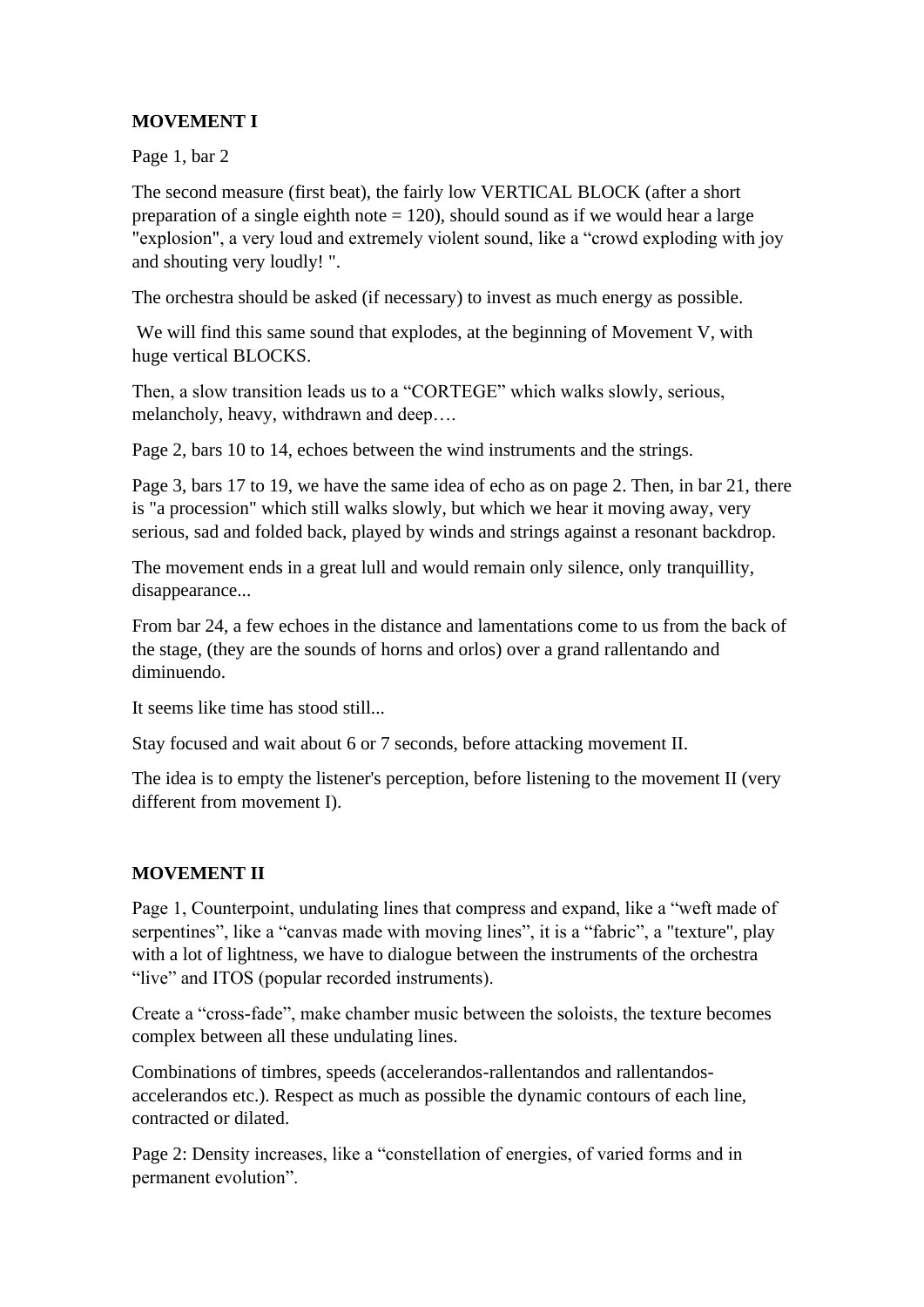**MOVEMENT I**

Page 1, bar 2

The second measure (first beat), the fairly low VERTICAL BLOCK (after a short preparation of a single eighth note = 120), should sound as if we would hear a large "explosion", a very loud and extremely violent sound, like a "crowd exploding with joy and shouting very loudly! ".

The orchestra should be asked (if necessary) to invest as much energy as possible.

We will find this same sound that explodes, at the beginning of Movement V, with huge vertical BLOCKS.

Then, a slow transition leads us to a "CORTEGE" which walks slowly, serious, melancholy, heavy, withdrawn and deep….

Page 2, bars 10 to 14, echoes between the wind instruments and the strings.

Page 3, bars 17 to 19, we have the same idea of echo as on page 2. Then, in bar 21, there is "a procession" which still walks slowly, but which we hear it moving away, very serious, sad and folded back, played by winds and strings against a resonant backdrop.

The movement ends in a great lull and would remain only silence, only tranquillity, disappearance...

From bar 24, a few echoes in the distance and lamentations come to us from the back of the stage, (they are the sounds of horns and orlos) over a grand rallentando and diminuendo.

It seems like time has stood still...

Stay focused and wait about 6 or 7 seconds, before attacking movement II.

The idea is to empty the listener's perception, before listening to the movement II (very different from movement I).

**MOVEMENT II**

Page 1, Counterpoint, undulating lines that compress and expand, like a "weft made of serpentines", like a "canvas made with moving lines", it is a "fabric", a "texture", play with a lot of lightness, we have to dialogue between the instruments of the orchestra "live" and ITOS (popular recorded instruments).

Create a "cross-fade", make chamber music between the soloists, the texture becomes complex between all these undulating lines.

Combinations of timbres, speeds (accelerandos-rallentandos and rallentandos-accelerandos etc.). Respect as much as possible the dynamic contours of each line, contracted or dilated.

Page 2: Density increases, like a "constellation of energies, of varied forms and in permanent evolution".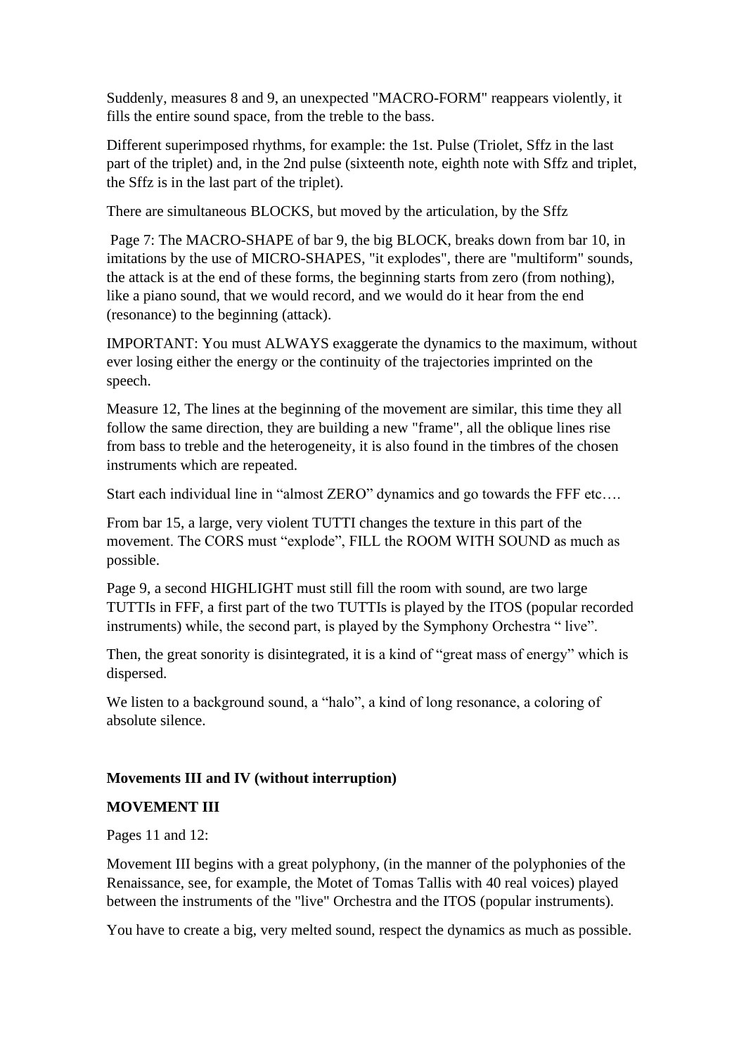Suddenly, measures 8 and 9, an unexpected "MACRO-FORM" reappears violently, it fills the entire sound space, from the treble to the bass.

Different superimposed rhythms, for example: the 1st. Pulse (Triolet, Sffz in the last part of the triplet) and, in the 2nd pulse (sixteenth note, eighth note with Sffz and triplet, the Sffz is in the last part of the triplet).

There are simultaneous BLOCKS, but moved by the articulation, by the Sffz

Page 7: The MACRO-SHAPE of bar 9, the big BLOCK, breaks down from bar 10, in imitations by the use of MICRO-SHAPES, "it explodes", there are "multiform" sounds, the attack is at the end of these forms, the beginning starts from zero (from nothing), like a piano sound, that we would record, and we would do it hear from the end (resonance) to the beginning (attack).

IMPORTANT: You must ALWAYS exaggerate the dynamics to the maximum, without ever losing either the energy or the continuity of the trajectories imprinted on the speech.

Measure 12, The lines at the beginning of the movement are similar, this time they all follow the same direction, they are building a new "frame", all the oblique lines rise from bass to treble and the heterogeneity, it is also found in the timbres of the chosen instruments which are repeated.

Start each individual line in “almost ZERO” dynamics and go towards the FFF etc….

From bar 15, a large, very violent TUTTI changes the texture in this part of the movement. The CORS must “explode”, FILL the ROOM WITH SOUND as much as possible.

Page 9, a second HIGHLIGHT must still fill the room with sound, are two large TUTTIs in FFF, a first part of the two TUTTIs is played by the ITOS (popular recorded instruments) while, the second part, is played by the Symphony Orchestra “ live”.

Then, the great sonority is disintegrated, it is a kind of “great mass of energy” which is dispersed.

We listen to a background sound, a “halo”, a kind of long resonance, a coloring of absolute silence.

**Movements III and IV (without interruption)**

**MOVEMENT III**

Pages 11 and 12:

Movement III begins with a great polyphony, (in the manner of the polyphonies of the Renaissance, see, for example, the Motet of Tomas Tallis with 40 real voices) played between the instruments of the "live" Orchestra and the ITOS (popular instruments).

You have to create a big, very melted sound, respect the dynamics as much as possible.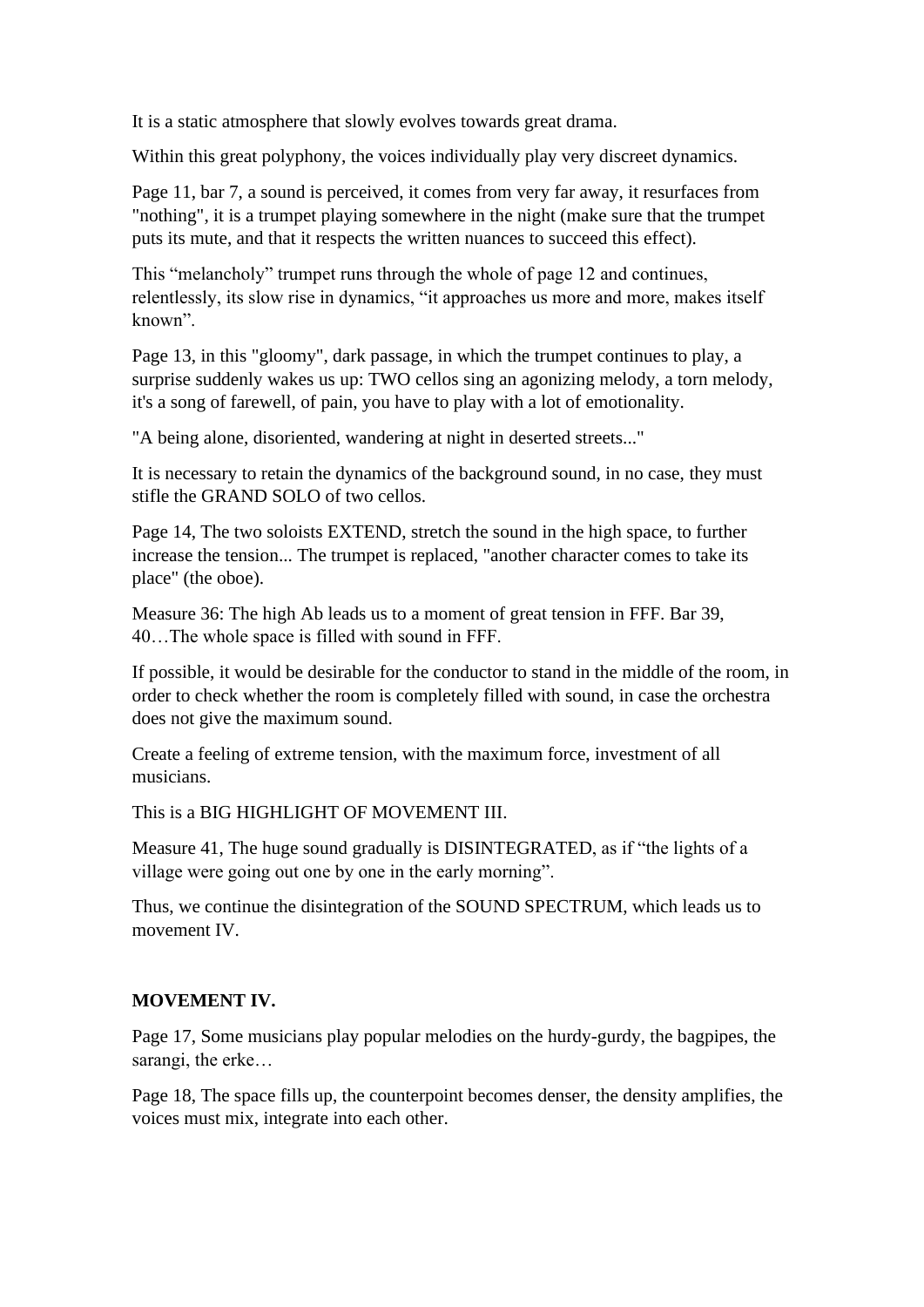It is a static atmosphere that slowly evolves towards great drama.

Within this great polyphony, the voices individually play very discreet dynamics.

Page 11, bar 7, a sound is perceived, it comes from very far away, it resurfaces from "nothing", it is a trumpet playing somewhere in the night (make sure that the trumpet puts its mute, and that it respects the written nuances to succeed this effect).

This "melancholy" trumpet runs through the whole of page 12 and continues, relentlessly, its slow rise in dynamics, "it approaches us more and more, makes itself known".

Page 13, in this "gloomy", dark passage, in which the trumpet continues to play, a surprise suddenly wakes us up: TWO cellos sing an agonizing melody, a torn melody, it's a song of farewell, of pain, you have to play with a lot of emotionality.

"A being alone, disoriented, wandering at night in deserted streets..."

It is necessary to retain the dynamics of the background sound, in no case, they must stifle the GRAND SOLO of two cellos.

Page 14, The two soloists EXTEND, stretch the sound in the high space, to further increase the tension... The trumpet is replaced, "another character comes to take its place" (the oboe).

Measure 36: The high Ab leads us to a moment of great tension in FFF. Bar 39, 40…The whole space is filled with sound in FFF.

If possible, it would be desirable for the conductor to stand in the middle of the room, in order to check whether the room is completely filled with sound, in case the orchestra does not give the maximum sound.

Create a feeling of extreme tension, with the maximum force, investment of all musicians.

This is a BIG HIGHLIGHT OF MOVEMENT III.

Measure 41, The huge sound gradually is DISINTEGRATED, as if "the lights of a village were going out one by one in the early morning".

Thus, we continue the disintegration of the SOUND SPECTRUM, which leads us to movement IV.

**MOVEMENT IV.**

Page 17, Some musicians play popular melodies on the hurdy-gurdy, the bagpipes, the sarangi, the erke…

Page 18, The space fills up, the counterpoint becomes denser, the density amplifies, the voices must mix, integrate into each other.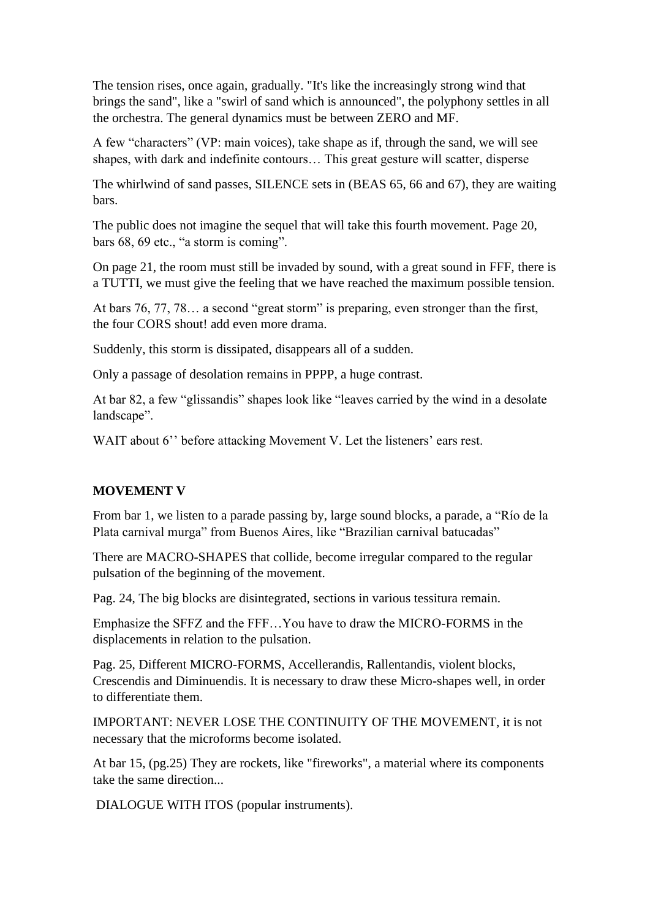The tension rises, once again, gradually. "It's like the increasingly strong wind that brings the sand", like a "swirl of sand which is announced", the polyphony settles in all the orchestra. The general dynamics must be between ZERO and MF.

A few "characters" (VP: main voices), take shape as if, through the sand, we will see shapes, with dark and indefinite contours… This great gesture will scatter, disperse

The whirlwind of sand passes, SILENCE sets in (BEAS 65, 66 and 67), they are waiting bars.

The public does not imagine the sequel that will take this fourth movement. Page 20, bars 68, 69 etc., "a storm is coming".

On page 21, the room must still be invaded by sound, with a great sound in FFF, there is a TUTTI, we must give the feeling that we have reached the maximum possible tension.

At bars 76, 77, 78… a second "great storm" is preparing, even stronger than the first, the four CORS shout! add even more drama.

Suddenly, this storm is dissipated, disappears all of a sudden.

Only a passage of desolation remains in PPPP, a huge contrast.

At bar 82, a few "glissandis" shapes look like "leaves carried by the wind in a desolate landscape".

WAIT about 6'' before attacking Movement V. Let the listeners' ears rest.

**MOVEMENT V**

From bar 1, we listen to a parade passing by, large sound blocks, a parade, a "Río de la Plata carnival murga" from Buenos Aires, like "Brazilian carnival batucadas"

There are MACRO-SHAPES that collide, become irregular compared to the regular pulsation of the beginning of the movement.

Pag. 24, The big blocks are disintegrated, sections in various tessitura remain.

Emphasize the SFFZ and the FFF…You have to draw the MICRO-FORMS in the displacements in relation to the pulsation.

Pag. 25, Different MICRO-FORMS, Accellerandis, Rallentandis, violent blocks, Crescendis and Diminuendis. It is necessary to draw these Micro-shapes well, in order to differentiate them.

IMPORTANT: NEVER LOSE THE CONTINUITY OF THE MOVEMENT, it is not necessary that the microforms become isolated.

At bar 15, (pg.25) They are rockets, like "fireworks", a material where its components take the same direction...

DIALOGUE WITH ITOS (popular instruments).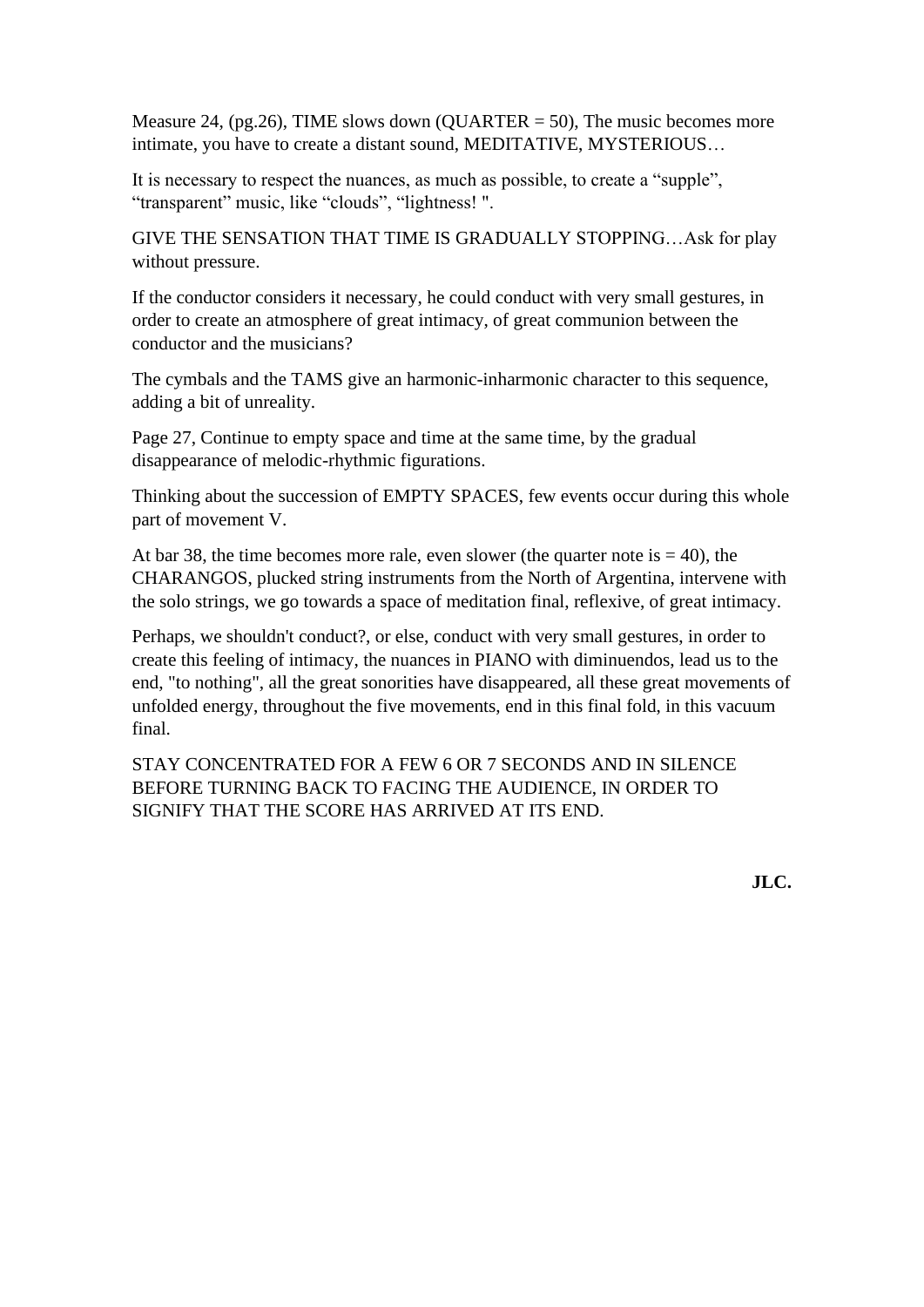Measure 24, (pg.26), TIME slows down (QUARTER = 50), The music becomes more intimate, you have to create a distant sound, MEDITATIVE, MYSTERIOUS…

It is necessary to respect the nuances, as much as possible, to create a "supple", "transparent" music, like "clouds", "lightness! ".

GIVE THE SENSATION THAT TIME IS GRADUALLY STOPPING…Ask for play without pressure.

If the conductor considers it necessary, he could conduct with very small gestures, in order to create an atmosphere of great intimacy, of great communion between the conductor and the musicians?

The cymbals and the TAMS give an harmonic-inharmonic character to this sequence, adding a bit of unreality.

Page 27, Continue to empty space and time at the same time, by the gradual disappearance of melodic-rhythmic figurations.

Thinking about the succession of EMPTY SPACES, few events occur during this whole part of movement V.

At bar 38, the time becomes more rale, even slower (the quarter note is = 40), the CHARANGOS, plucked string instruments from the North of Argentina, intervene with the solo strings, we go towards a space of meditation final, reflexive, of great intimacy.

Perhaps, we shouldn't conduct?, or else, conduct with very small gestures, in order to create this feeling of intimacy, the nuances in PIANO with diminuendos, lead us to the end, "to nothing", all the great sonorities have disappeared, all these great movements of unfolded energy, throughout the five movements, end in this final fold, in this vacuum final.

STAY CONCENTRATED FOR A FEW 6 OR 7 SECONDS AND IN SILENCE BEFORE TURNING BACK TO FACING THE AUDIENCE, IN ORDER TO SIGNIFY THAT THE SCORE HAS ARRIVED AT ITS END.

**JLC.**